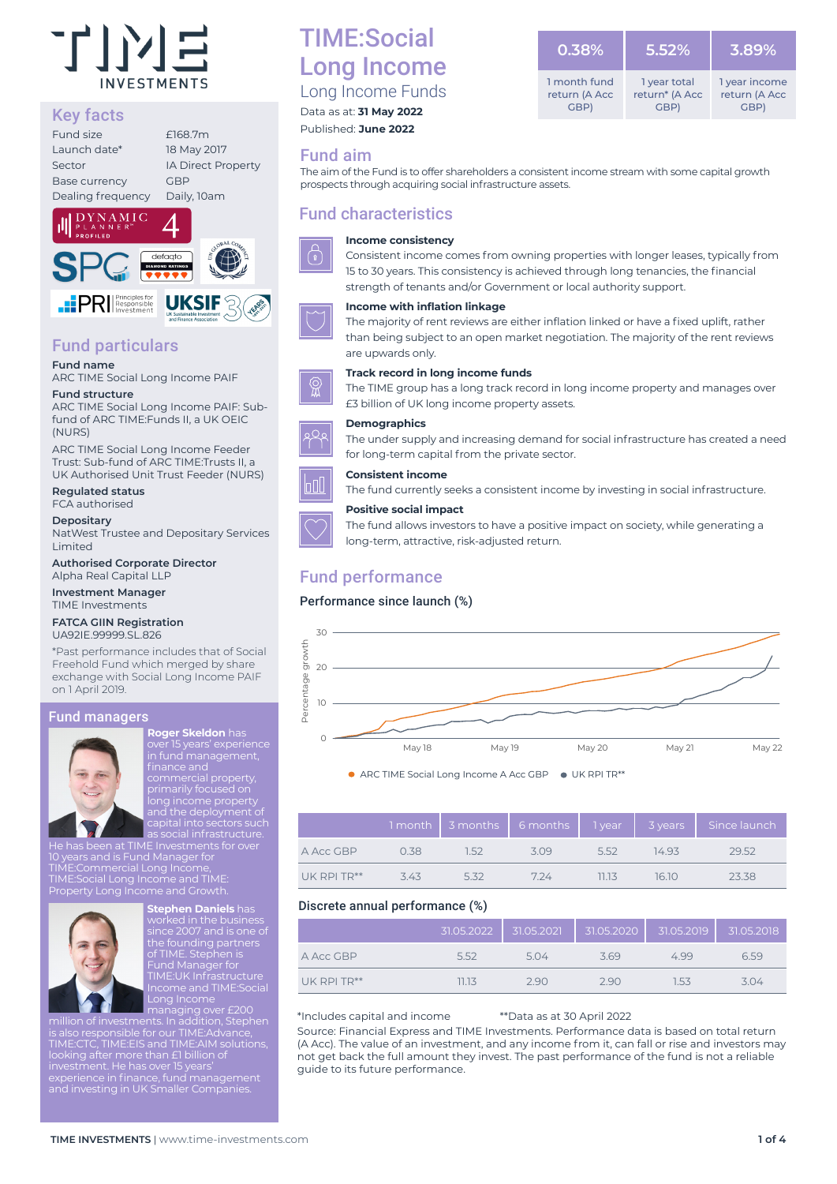# TIME:Social Long Income

## Long Income Funds

Data as at: **31 May 2022**

Published: **June 2022**

| 0.38% | 5.52% | 3.89% |
|---|---|---|
| 1 month fund return (A Acc GBP) | 1 year total return* (A Acc GBP) | 1 year income return (A Acc GBP) |

## Key facts

| | |
|---|---|
| Fund size | £168.7m |
| Launch date* | 18 May 2017 |
| Sector | IA Direct Property |
| Base currency | GBP |
| Dealing frequency | Daily, 10am |

## Fund particulars

**Fund name**
ARC TIME Social Long Income PAIF

**Fund structure**
ARC TIME Social Long Income PAIF: Sub-fund of ARC TIME:Funds II, a UK OEIC (NURS)

ARC TIME Social Long Income Feeder Trust: Sub-fund of ARC TIME:Trusts II, a UK Authorised Unit Trust Feeder (NURS)

**Regulated status**
FCA authorised

**Depositary**
NatWest Trustee and Depositary Services Limited

**Authorised Corporate Director**
Alpha Real Capital LLP

**Investment Manager**
TIME Investments

**FATCA GIIN Registration**
UA92IE.99999.SL.826

*Past performance includes that of Social Freehold Fund which merged by share exchange with Social Long Income PAIF on 1 April 2019.

## Fund managers

**Roger Skeldon** has over 15 years' experience in fund management, finance and commercial property, primarily focused on long income property and the deployment of capital into sectors such as social infrastructure. He has been at TIME Investments for over 10 years and is Fund Manager for TIME:Commercial Long Income, TIME:Social Long Income and TIME: Property Long Income and Growth.

**Stephen Daniels** has worked in the business since 2007 and is one of the founding partners of TIME. Stephen is Fund Manager for TIME:UK Infrastructure Income and TIME:Social Long Income managing over £200 million of investments. In addition, Stephen is also responsible for our TIME:Advance, TIME:CTC, TIME:EIS and TIME:AIM solutions, looking after more than £1 billion of investment. He has over 15 years' experience in finance, fund management and investing in UK Smaller Companies.

## Fund aim

The aim of the Fund is to offer shareholders a consistent income stream with some capital growth prospects through acquiring social infrastructure assets.

## Fund characteristics

**Income consistency**
Consistent income comes from owning properties with longer leases, typically from 15 to 30 years. This consistency is achieved through long tenancies, the financial strength of tenants and/or Government or local authority support.

**Income with inflation linkage**
The majority of rent reviews are either inflation linked or have a fixed uplift, rather than being subject to an open market negotiation. The majority of the rent reviews are upwards only.

**Track record in long income funds**
The TIME group has a long track record in long income property and manages over £3 billion of UK long income property assets.

**Demographics**
The under supply and increasing demand for social infrastructure has created a need for long-term capital from the private sector.

**Consistent income**
The fund currently seeks a consistent income by investing in social infrastructure.

**Positive social impact**
The fund allows investors to have a positive impact on society, while generating a long-term, attractive, risk-adjusted return.

## Fund performance

### Performance since launch (%)

● ARC TIME Social Long Income A Acc GBP ● UK RPI TR**

| | 1 month | 3 months | 6 months | 1 year | 3 years | Since launch |
|---|---|---|---|---|---|---|
| A Acc GBP | 0.38 | 1.52 | 3.09 | 5.52 | 14.93 | 29.52 |
| UK RPI TR** | 3.43 | 5.32 | 7.24 | 11.13 | 16.10 | 23.38 |

### Discrete annual performance (%)

| | 31.05.2022 | 31.05.2021 | 31.05.2020 | 31.05.2019 | 31.05.2018 |
|---|---|---|---|---|---|
| A Acc GBP | 5.52 | 5.04 | 3.69 | 4.99 | 6.59 |
| UK RPI TR** | 11.13 | 2.90 | 2.90 | 1.53 | 3.04 |

*Includes capital and income **Data as at 30 April 2022

Source: Financial Express and TIME Investments. Performance data is based on total return (A Acc). The value of an investment, and any income from it, can fall or rise and investors may not get back the full amount they invest. The past performance of the fund is not a reliable guide to its future performance.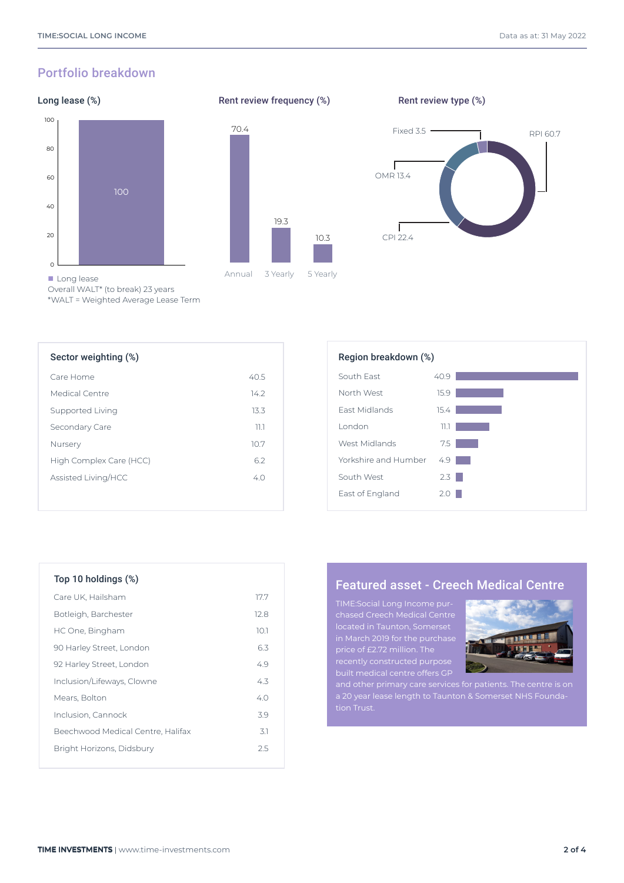## Portfolio breakdown

### Long lease (%)

| | Long lease |
|---|---|
| Long lease | 100 |

Long lease
Overall WALT* (to break) 23 years
*WALT = Weighted Average Lease Term

### Rent review frequency (%)

| Frequency | % |
|---|---|
| Annual | 70.4 |
| 3 Yearly | 19.3 |
| 5 Yearly | 10.3 |

### Rent review type (%)

| Type | % |
|---|---|
| RPI | 60.7 |
| CPI | 22.4 |
| OMR | 13.4 |
| Fixed | 3.5 |

### Sector weighting (%)

| Sector | % |
|---|---|
| Care Home | 40.5 |
| Medical Centre | 14.2 |
| Supported Living | 13.3 |
| Secondary Care | 11.1 |
| Nursery | 10.7 |
| High Complex Care (HCC) | 6.2 |
| Assisted Living/HCC | 4.0 |

### Region breakdown (%)

| Region | % |
|---|---|
| South East | 40.9 |
| North West | 15.9 |
| East Midlands | 15.4 |
| London | 11.1 |
| West Midlands | 7.5 |
| Yorkshire and Humber | 4.9 |
| South West | 2.3 |
| East of England | 2.0 |

### Top 10 holdings (%)

| Holding | % |
|---|---|
| Care UK, Hailsham | 17.7 |
| Botleigh, Barchester | 12.8 |
| HC One, Bingham | 10.1 |
| 90 Harley Street, London | 6.3 |
| 92 Harley Street, London | 4.9 |
| Inclusion/Lifeways, Clowne | 4.3 |
| Mears, Bolton | 4.0 |
| Inclusion, Cannock | 3.9 |
| Beechwood Medical Centre, Halifax | 3.1 |
| Bright Horizons, Didsbury | 2.5 |

### Featured asset - Creech Medical Centre

TIME:Social Long Income purchased Creech Medical Centre located in Taunton, Somerset in March 2019 for the purchase price of £2.72 million. The recently constructed purpose built medical centre offers GP and other primary care services for patients. The centre is on a 20 year lease length to Taunton & Somerset NHS Foundation Trust.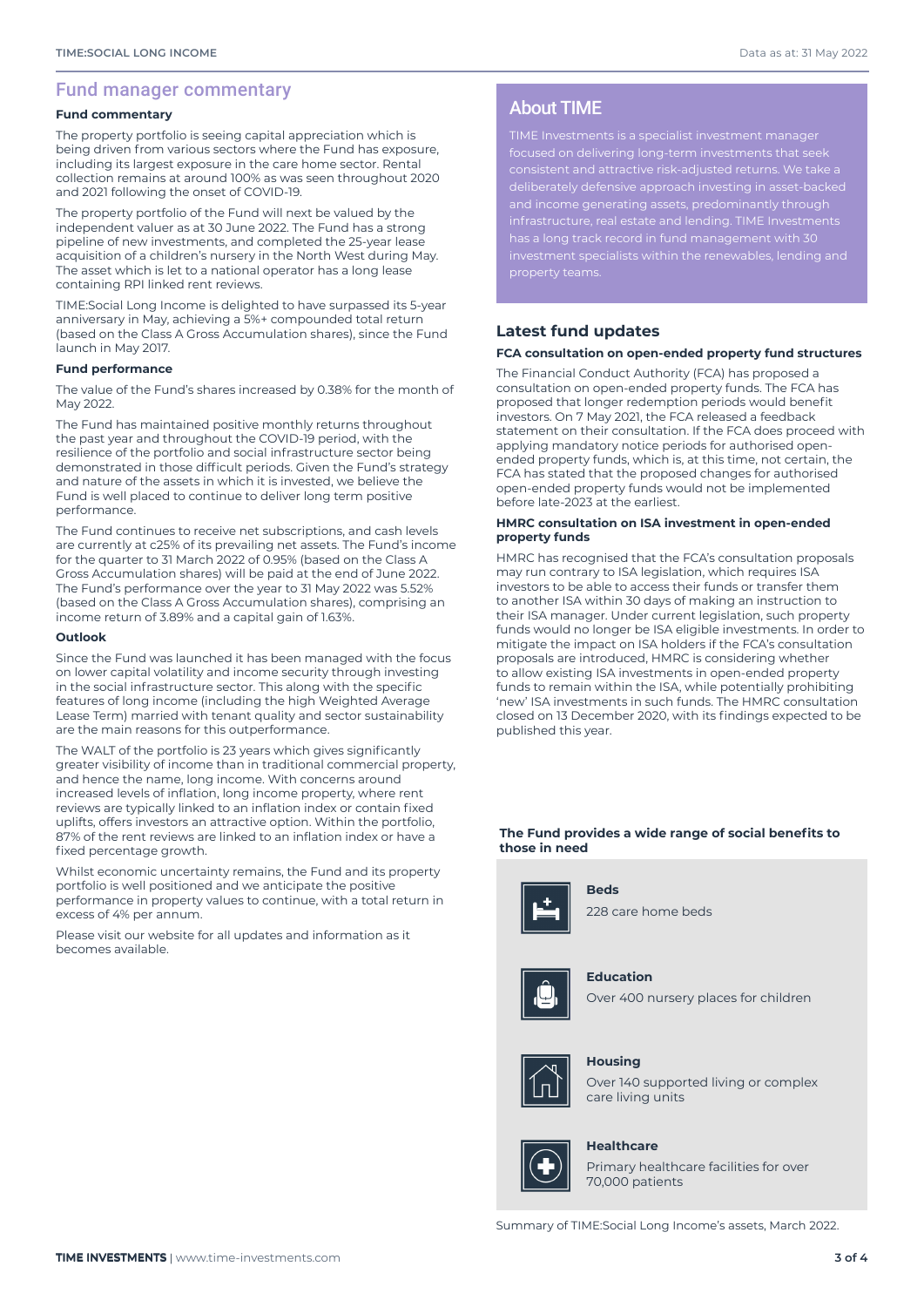## Fund manager commentary

### Fund commentary

The property portfolio is seeing capital appreciation which is being driven from various sectors where the Fund has exposure, including its largest exposure in the care home sector. Rental collection remains at around 100% as was seen throughout 2020 and 2021 following the onset of COVID-19.

The property portfolio of the Fund will next be valued by the independent valuer as at 30 June 2022. The Fund has a strong pipeline of new investments, and completed the 25-year lease acquisition of a children's nursery in the North West during May. The asset which is let to a national operator has a long lease containing RPI linked rent reviews.

TIME:Social Long Income is delighted to have surpassed its 5-year anniversary in May, achieving a 5%+ compounded total return (based on the Class A Gross Accumulation shares), since the Fund launch in May 2017.

### Fund performance

The value of the Fund's shares increased by 0.38% for the month of May 2022.

The Fund has maintained positive monthly returns throughout the past year and throughout the COVID-19 period, with the resilience of the portfolio and social infrastructure sector being demonstrated in those difficult periods. Given the Fund's strategy and nature of the assets in which it is invested, we believe the Fund is well placed to continue to deliver long term positive performance.

The Fund continues to receive net subscriptions, and cash levels are currently at c25% of its prevailing net assets. The Fund's income for the quarter to 31 March 2022 of 0.95% (based on the Class A Gross Accumulation shares) will be paid at the end of June 2022. The Fund's performance over the year to 31 May 2022 was 5.52% (based on the Class A Gross Accumulation shares), comprising an income return of 3.89% and a capital gain of 1.63%.

### Outlook

Since the Fund was launched it has been managed with the focus on lower capital volatility and income security through investing in the social infrastructure sector. This along with the specific features of long income (including the high Weighted Average Lease Term) married with tenant quality and sector sustainability are the main reasons for this outperformance.

The WALT of the portfolio is 23 years which gives significantly greater visibility of income than in traditional commercial property, and hence the name, long income. With concerns around increased levels of inflation, long income property, where rent reviews are typically linked to an inflation index or contain fixed uplifts, offers investors an attractive option. Within the portfolio, 87% of the rent reviews are linked to an inflation index or have a fixed percentage growth.

Whilst economic uncertainty remains, the Fund and its property portfolio is well positioned and we anticipate the positive performance in property values to continue, with a total return in excess of 4% per annum.

Please visit our website for all updates and information as it becomes available.

## About TIME

TIME Investments is a specialist investment manager focused on delivering long-term investments that seek consistent and attractive risk-adjusted returns. We take a deliberately defensive approach investing in asset-backed and income generating assets, predominantly through infrastructure, real estate and lending. TIME Investments has a long track record in fund management with 30 investment specialists within the renewables, lending and property teams.

## Latest fund updates

### FCA consultation on open-ended property fund structures

The Financial Conduct Authority (FCA) has proposed a consultation on open-ended property funds. The FCA has proposed that longer redemption periods would benefit investors. On 7 May 2021, the FCA released a feedback statement on their consultation. If the FCA does proceed with applying mandatory notice periods for authorised open-ended property funds, which is, at this time, not certain, the FCA has stated that the proposed changes for authorised open-ended property funds would not be implemented before late-2023 at the earliest.

### HMRC consultation on ISA investment in open-ended property funds

HMRC has recognised that the FCA's consultation proposals may run contrary to ISA legislation, which requires ISA investors to be able to access their funds or transfer them to another ISA within 30 days of making an instruction to their ISA manager. Under current legislation, such property funds would no longer be ISA eligible investments. In order to mitigate the impact on ISA holders if the FCA's consultation proposals are introduced, HMRC is considering whether to allow existing ISA investments in open-ended property funds to remain within the ISA, while potentially prohibiting 'new' ISA investments in such funds. The HMRC consultation closed on 13 December 2020, with its findings expected to be published this year.

**The Fund provides a wide range of social benefits to those in need**

**Beds**
228 care home beds

**Education**
Over 400 nursery places for children

**Housing**
Over 140 supported living or complex care living units

**Healthcare**
Primary healthcare facilities for over 70,000 patients

Summary of TIME:Social Long Income's assets, March 2022.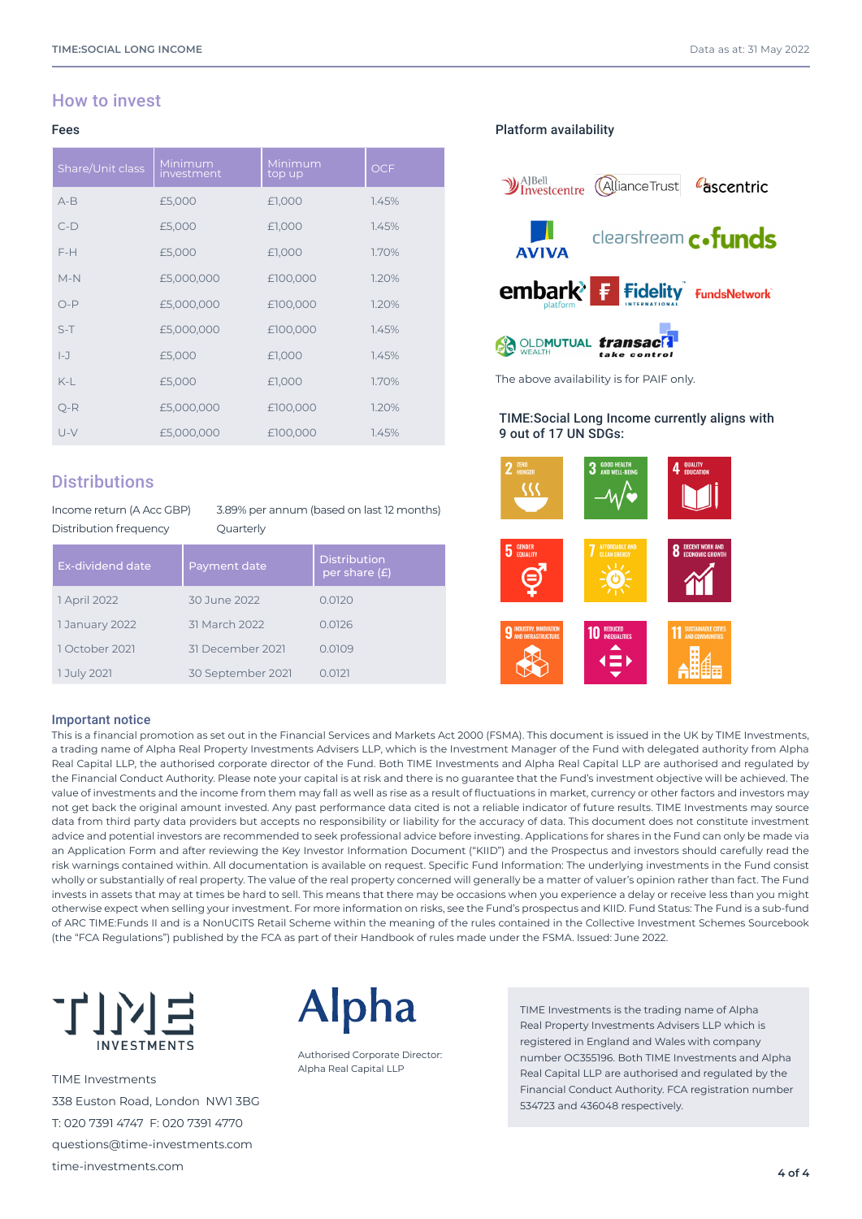## How to invest

### Fees

| Share/Unit class | Minimum investment | Minimum top up | OCF |
|---|---|---|---|
| A-B | £5,000 | £1,000 | 1.45% |
| C-D | £5,000 | £1,000 | 1.45% |
| F-H | £5,000 | £1,000 | 1.70% |
| M-N | £5,000,000 | £100,000 | 1.20% |
| O-P | £5,000,000 | £100,000 | 1.20% |
| S-T | £5,000,000 | £100,000 | 1.45% |
| I-J | £5,000 | £1,000 | 1.45% |
| K-L | £5,000 | £1,000 | 1.70% |
| Q-R | £5,000,000 | £100,000 | 1.20% |
| U-V | £5,000,000 | £100,000 | 1.45% |

### Platform availability

AJBell Investcentre, AllianceTrust, ascentric, AVIVA, clearstream, cofunds, embark platform, Fidelity International, FundsNetwork, OLDMUTUAL WEALTH, transact take control

The above availability is for PAIF only.

## Distributions

Income return (A Acc GBP) 3.89% per annum (based on last 12 months)

Distribution frequency Quarterly

| Ex-dividend date | Payment date | Distribution per share (£) |
|---|---|---|
| 1 April 2022 | 30 June 2022 | 0.0120 |
| 1 January 2022 | 31 March 2022 | 0.0126 |
| 1 October 2021 | 31 December 2021 | 0.0109 |
| 1 July 2021 | 30 September 2021 | 0.0121 |

### TIME:Social Long Income currently aligns with 9 out of 17 UN SDGs:

2 Zero Hunger
3 Good Health and Well-Being
4 Quality Education
5 Gender Equality
7 Affordable and Clean Energy
8 Decent Work and Economic Growth
9 Industry, Innovation and Infrastructure
10 Reduced Inequalities
11 Sustainable Cities and Communities

### Important notice

This is a financial promotion as set out in the Financial Services and Markets Act 2000 (FSMA). This document is issued in the UK by TIME Investments, a trading name of Alpha Real Property Investments Advisers LLP, which is the Investment Manager of the Fund with delegated authority from Alpha Real Capital LLP, the authorised corporate director of the Fund. Both TIME Investments and Alpha Real Capital LLP are authorised and regulated by the Financial Conduct Authority. Please note your capital is at risk and there is no guarantee that the Fund's investment objective will be achieved. The value of investments and the income from them may fall as well as rise as a result of fluctuations in market, currency or other factors and investors may not get back the original amount invested. Any past performance data cited is not a reliable indicator of future results. TIME Investments may source data from third party data providers but accepts no responsibility or liability for the accuracy of data. This document does not constitute investment advice and potential investors are recommended to seek professional advice before investing. Applications for shares in the Fund can only be made via an Application Form and after reviewing the Key Investor Information Document ("KIID") and the Prospectus and investors should carefully read the risk warnings contained within. All documentation is available on request. Specific Fund Information: The underlying investments in the Fund consist wholly or substantially of real property. The value of the real property concerned will generally be a matter of valuer's opinion rather than fact. The Fund invests in assets that may at times be hard to sell. This means that there may be occasions when you experience a delay or receive less than you might otherwise expect when selling your investment. For more information on risks, see the Fund's prospectus and KIID. Fund Status: The Fund is a sub-fund of ARC TIME:Funds II and is a NonUCITS Retail Scheme within the meaning of the rules contained in the Collective Investment Schemes Sourcebook (the "FCA Regulations") published by the FCA as part of their Handbook of rules made under the FSMA. Issued: June 2022.

TIME INVESTMENTS

TIME Investments
338 Euston Road, London NW1 3BG
T: 020 7391 4747 F: 020 7391 4770
questions@time-investments.com
time-investments.com

Alpha

Authorised Corporate Director:
Alpha Real Capital LLP

TIME Investments is the trading name of Alpha Real Property Investments Advisers LLP which is registered in England and Wales with company number OC355196. Both TIME Investments and Alpha Real Capital LLP are authorised and regulated by the Financial Conduct Authority. FCA registration number 534723 and 436048 respectively.